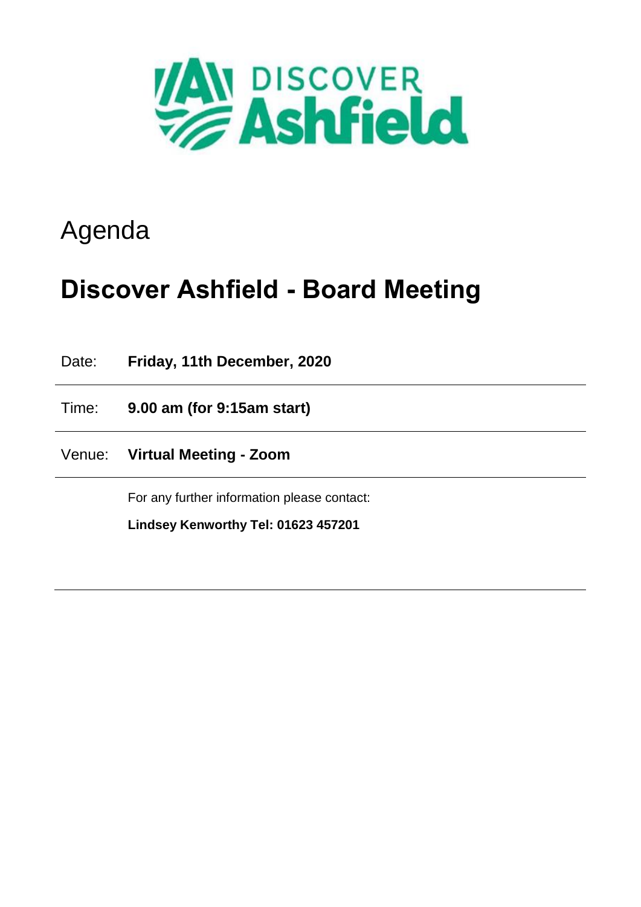# Agenda

# Discover Ashfield - Board Meeting

| | |
|---|---|
| Date: | **Friday, 11th December, 2020** |
| Time: | **9.00 am (for 9:15am start)** |
| Venue: | **Virtual Meeting - Zoom** |

For any further information please contact:

**Lindsey Kenworthy Tel: 01623 457201**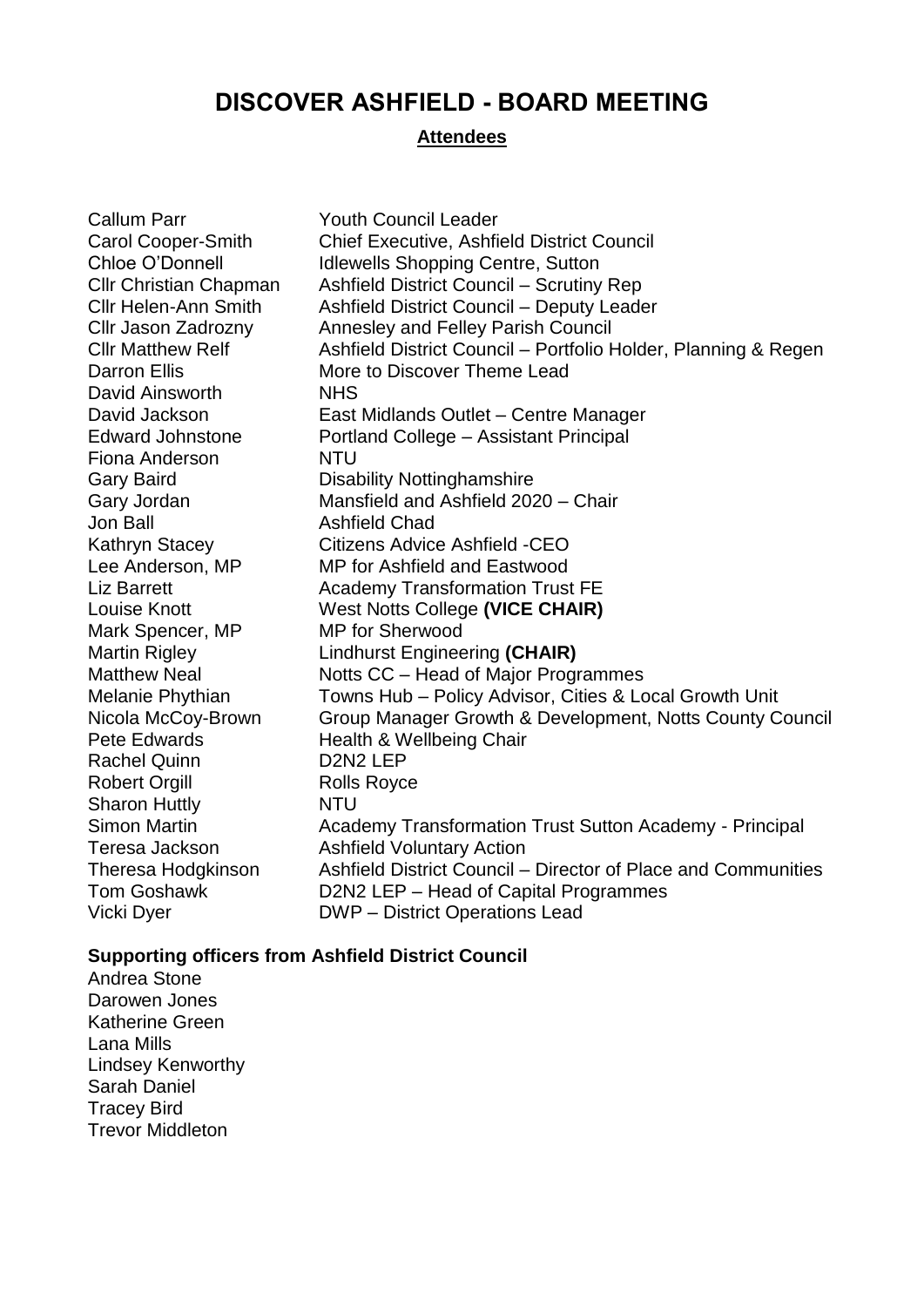# DISCOVER ASHFIELD - BOARD MEETING

## Attendees

| | |
|---|---|
| Callum Parr | Youth Council Leader |
| Carol Cooper-Smith | Chief Executive, Ashfield District Council |
| Chloe O'Donnell | Idlewells Shopping Centre, Sutton |
| Cllr Christian Chapman | Ashfield District Council – Scrutiny Rep |
| Cllr Helen-Ann Smith | Ashfield District Council – Deputy Leader |
| Cllr Jason Zadrozny | Annesley and Felley Parish Council |
| Cllr Matthew Relf | Ashfield District Council – Portfolio Holder, Planning & Regen |
| Darron Ellis | More to Discover Theme Lead |
| David Ainsworth | NHS |
| David Jackson | East Midlands Outlet – Centre Manager |
| Edward Johnstone | Portland College – Assistant Principal |
| Fiona Anderson | NTU |
| Gary Baird | Disability Nottinghamshire |
| Gary Jordan | Mansfield and Ashfield 2020 – Chair |
| Jon Ball | Ashfield Chad |
| Kathryn Stacey | Citizens Advice Ashfield -CEO |
| Lee Anderson, MP | MP for Ashfield and Eastwood |
| Liz Barrett | Academy Transformation Trust FE |
| Louise Knott | West Notts College **(VICE CHAIR)** |
| Mark Spencer, MP | MP for Sherwood |
| Martin Rigley | Lindhurst Engineering **(CHAIR)** |
| Matthew Neal | Notts CC – Head of Major Programmes |
| Melanie Phythian | Towns Hub – Policy Advisor, Cities & Local Growth Unit |
| Nicola McCoy-Brown | Group Manager Growth & Development, Notts County Council |
| Pete Edwards | Health & Wellbeing Chair |
| Rachel Quinn | D2N2 LEP |
| Robert Orgill | Rolls Royce |
| Sharon Huttly | NTU |
| Simon Martin | Academy Transformation Trust Sutton Academy - Principal |
| Teresa Jackson | Ashfield Voluntary Action |
| Theresa Hodgkinson | Ashfield District Council – Director of Place and Communities |
| Tom Goshawk | D2N2 LEP – Head of Capital Programmes |
| Vicki Dyer | DWP – District Operations Lead |

**Supporting officers from Ashfield District Council**

Andrea Stone
Darowen Jones
Katherine Green
Lana Mills
Lindsey Kenworthy
Sarah Daniel
Tracey Bird
Trevor Middleton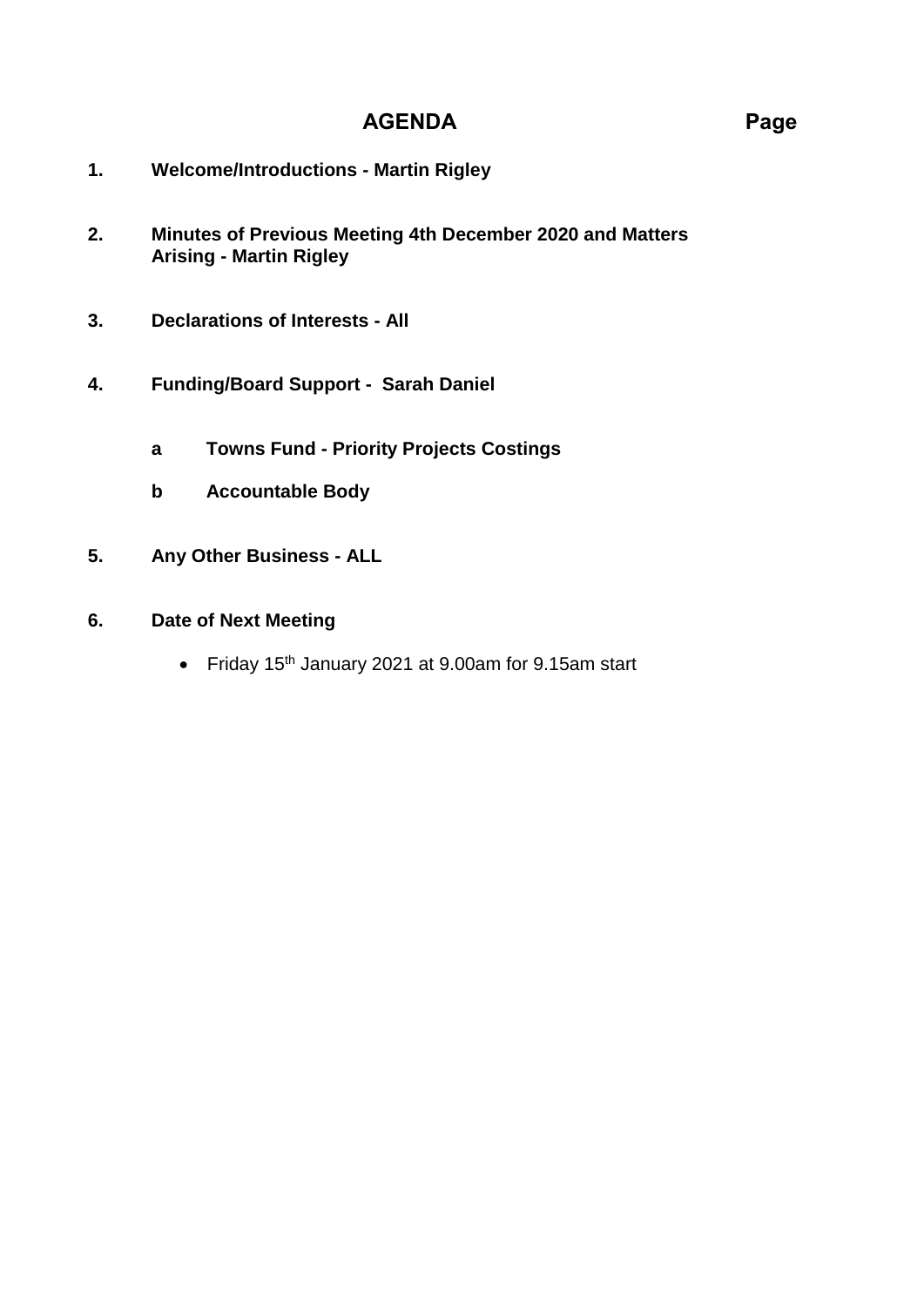# AGENDA

**Page**

1. **Welcome/Introductions - Martin Rigley**

2. **Minutes of Previous Meeting 4th December 2020 and Matters Arising - Martin Rigley**

3. **Declarations of Interests - All**

4. **Funding/Board Support - Sarah Daniel**

   **a Towns Fund - Priority Projects Costings**

   **b Accountable Body**

5. **Any Other Business - ALL**

6. **Date of Next Meeting**

   - Friday 15th January 2021 at 9.00am for 9.15am start